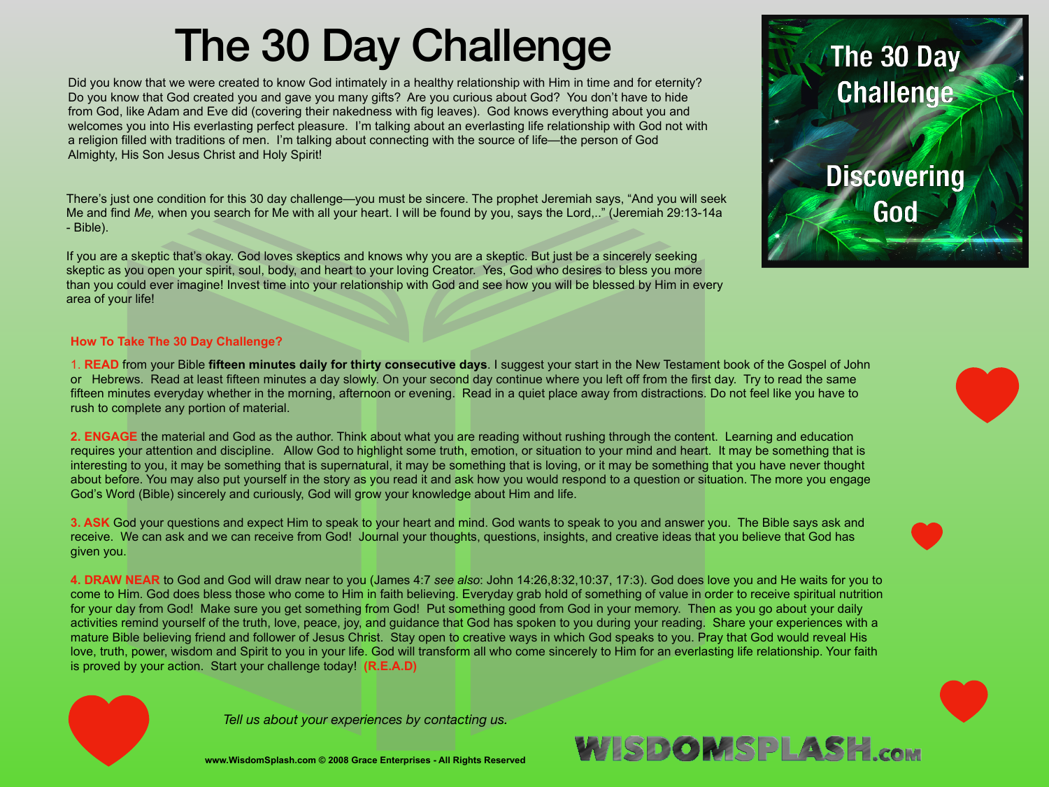# The 30 Day Challenge

Did you know that we were created to know God intimately in a healthy relationship with Him in time and for eternity? Do you know that God created you and gave you many gifts? Are you curious about God? You don't have to hide from God, like Adam and Eve did (covering their nakedness with fig leaves). God knows everything about you and welcomes you into His everlasting perfect pleasure. I'm talking about an everlasting life relationship with God not with a religion filled with traditions of men. I'm talking about connecting with the source of life—the person of God Almighty, His Son Jesus Christ and Holy Spirit!

There's just one condition for this 30 day challenge—you must be sincere. The prophet Jeremiah says, "And you will seek Me and find *Me,* when you search for Me with all your heart. I will be found by you, says the Lord,.." (Jeremiah 29:13-14a - Bible).

If you are a skeptic that's okay. God loves skeptics and knows why you are a skeptic. But just be a sincerely seeking skeptic as you open your spirit, soul, body, and heart to your loving Creator. Yes, God who desires to bless you more than you could ever imagine! Invest time into your relationship with God and see how you will be blessed by Him in every area of your life!

The 30 Day Challenge

Discovering God

### How To Take The 30 Day Challenge?

1. **READ** from your Bible **fifteen minutes daily for thirty consecutive days**. I suggest your start in the New Testament book of the Gospel of John or Hebrews. Read at least fifteen minutes a day slowly. On your second day continue where you left off from the first day. Try to read the same fifteen minutes everyday whether in the morning, afternoon or evening. Read in a quiet place away from distractions. Do not feel like you have to rush to complete any portion of material.

2. **ENGAGE** the material and God as the author. Think about what you are reading without rushing through the content. Learning and education requires your attention and discipline. Allow God to highlight some truth, emotion, or situation to your mind and heart. It may be something that is interesting to you, it may be something that is supernatural, it may be something that is loving, or it may be something that you have never thought about before. You may also put yourself in the story as you read it and ask how you would respond to a question or situation. The more you engage God's Word (Bible) sincerely and curiously, God will grow your knowledge about Him and life.

3. **ASK** God your questions and expect Him to speak to your heart and mind. God wants to speak to you and answer you. The Bible says ask and receive. We can ask and we can receive from God! Journal your thoughts, questions, insights, and creative ideas that you believe that God has given you.

4. **DRAW NEAR** to God and God will draw near to you (James 4:7 *see also*: John 14:26,8:32,10:37, 17:3). God does love you and He waits for you to come to Him. God does bless those who come to Him in faith believing. Everyday grab hold of something of value in order to receive spiritual nutrition for your day from God! Make sure you get something from God! Put something good from God in your memory. Then as you go about your daily activities remind yourself of the truth, love, peace, joy, and guidance that God has spoken to you during your reading. Share your experiences with a mature Bible believing friend and follower of Jesus Christ. Stay open to creative ways in which God speaks to you. Pray that God would reveal His love, truth, power, wisdom and Spirit to you in your life. God will transform all who come sincerely to Him for an everlasting life relationship. Your faith is proved by your action. Start your challenge today! **(R.E.A.D)**

*Tell us about your experiences by contacting us.*

**www.WisdomSplash.com © 2008 Grace Enterprises - All Rights Reserved**

WISDOMSPLASH.com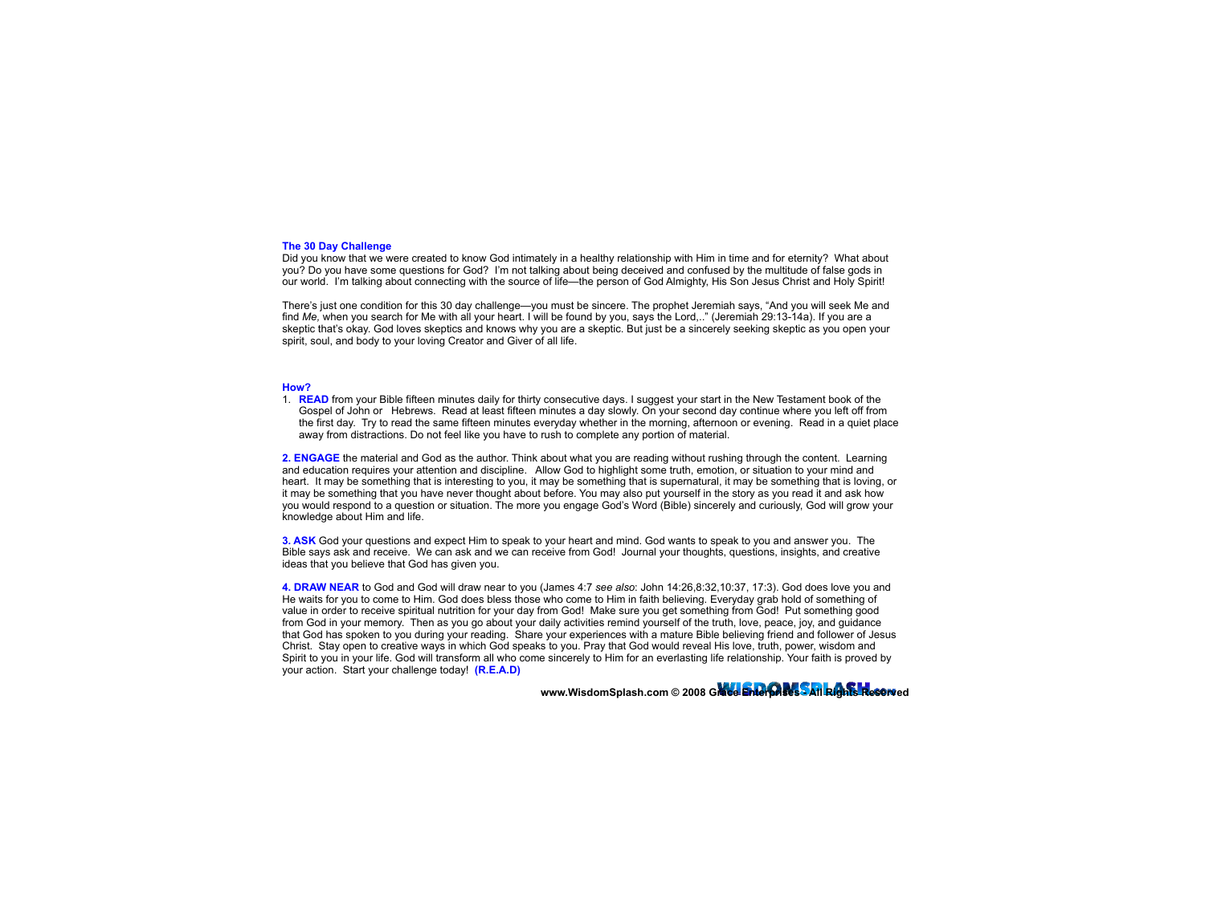### The 30 Day Challenge

Did you know that we were created to know God intimately in a healthy relationship with Him in time and for eternity? What about you? Do you have some questions for God? I'm not talking about being deceived and confused by the multitude of false gods in our world. I'm talking about connecting with the source of life—the person of God Almighty, His Son Jesus Christ and Holy Spirit!

There's just one condition for this 30 day challenge—you must be sincere. The prophet Jeremiah says, "And you will seek Me and find *Me,* when you search for Me with all your heart. I will be found by you, says the Lord,.." (Jeremiah 29:13-14a). If you are a skeptic that's okay. God loves skeptics and knows why you are a skeptic. But just be a sincerely seeking skeptic as you open your spirit, soul, and body to your loving Creator and Giver of all life.

### How?

1. **READ** from your Bible fifteen minutes daily for thirty consecutive days. I suggest your start in the New Testament book of the Gospel of John or Hebrews. Read at least fifteen minutes a day slowly. On your second day continue where you left off from the first day. Try to read the same fifteen minutes everyday whether in the morning, afternoon or evening. Read in a quiet place away from distractions. Do not feel like you have to rush to complete any portion of material.

**2. ENGAGE** the material and God as the author. Think about what you are reading without rushing through the content. Learning and education requires your attention and discipline. Allow God to highlight some truth, emotion, or situation to your mind and heart. It may be something that is interesting to you, it may be something that is supernatural, it may be something that is loving, or it may be something that you have never thought about before. You may also put yourself in the story as you read it and ask how you would respond to a question or situation. The more you engage God's Word (Bible) sincerely and curiously, God will grow your knowledge about Him and life.

**3. ASK** God your questions and expect Him to speak to your heart and mind. God wants to speak to you and answer you. The Bible says ask and receive. We can ask and we can receive from God! Journal your thoughts, questions, insights, and creative ideas that you believe that God has given you.

**4. DRAW NEAR** to God and God will draw near to you (James 4:7 *see also*: John 14:26,8:32,10:37, 17:3). God does love you and He waits for you to come to Him. God does bless those who come to Him in faith believing. Everyday grab hold of something of value in order to receive spiritual nutrition for your day from God! Make sure you get something from God! Put something good from God in your memory. Then as you go about your daily activities remind yourself of the truth, love, peace, joy, and guidance that God has spoken to you during your reading. Share your experiences with a mature Bible believing friend and follower of Jesus Christ. Stay open to creative ways in which God speaks to you. Pray that God would reveal His love, truth, power, wisdom and Spirit to you in your life. God will transform all who come sincerely to Him for an everlasting life relationship. Your faith is proved by your action. Start your challenge today! **(R.E.A.D)**

**www.WisdomSplash.com © 2008 Grace Enterprises. All Rights Reserved**